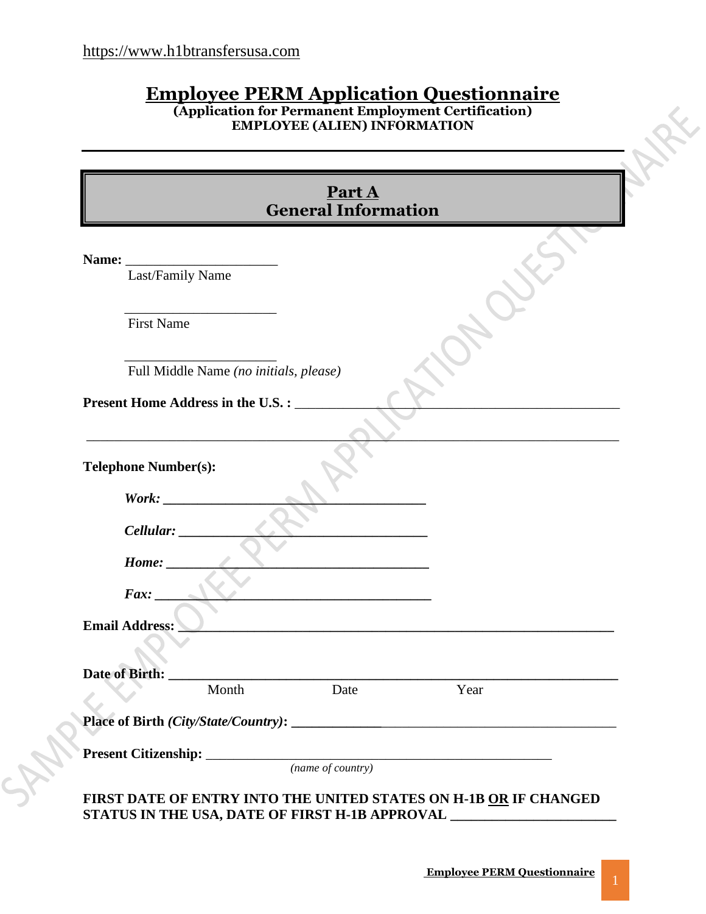https://www.h1btransfersusa.com

# Employee PERM Application Questionnaire

**(Application for Permanent Employment Certification)**
**EMPLOYEE (ALIEN) INFORMATION**

## Part A
## General Information

**Name:** ______________________
Last/Family Name

______________________
First Name

______________________
Full Middle Name *(no initials, please)*

**Present Home Address in the U.S. :** ________________________________________________

_____________________________________________________________________________

**Telephone Number(s):**

***Work:*** ______________________________________

***Cellular:*** ____________________________________

***Home:*** ______________________________________

***Fax:*** ________________________________________

**Email Address:** ______________________________________________________________

**Date of Birth:** _________________________________________________________________
Month Date Year

**Place of Birth *(City/State/Country)*:** ________________________________________________

**Present Citizenship:** ___________________________________________________
*(name of country)*

**FIRST DATE OF ENTRY INTO THE UNITED STATES ON H-1B <u>OR</u> IF CHANGED STATUS IN THE USA, DATE OF FIRST H-1B APPROVAL** ______________________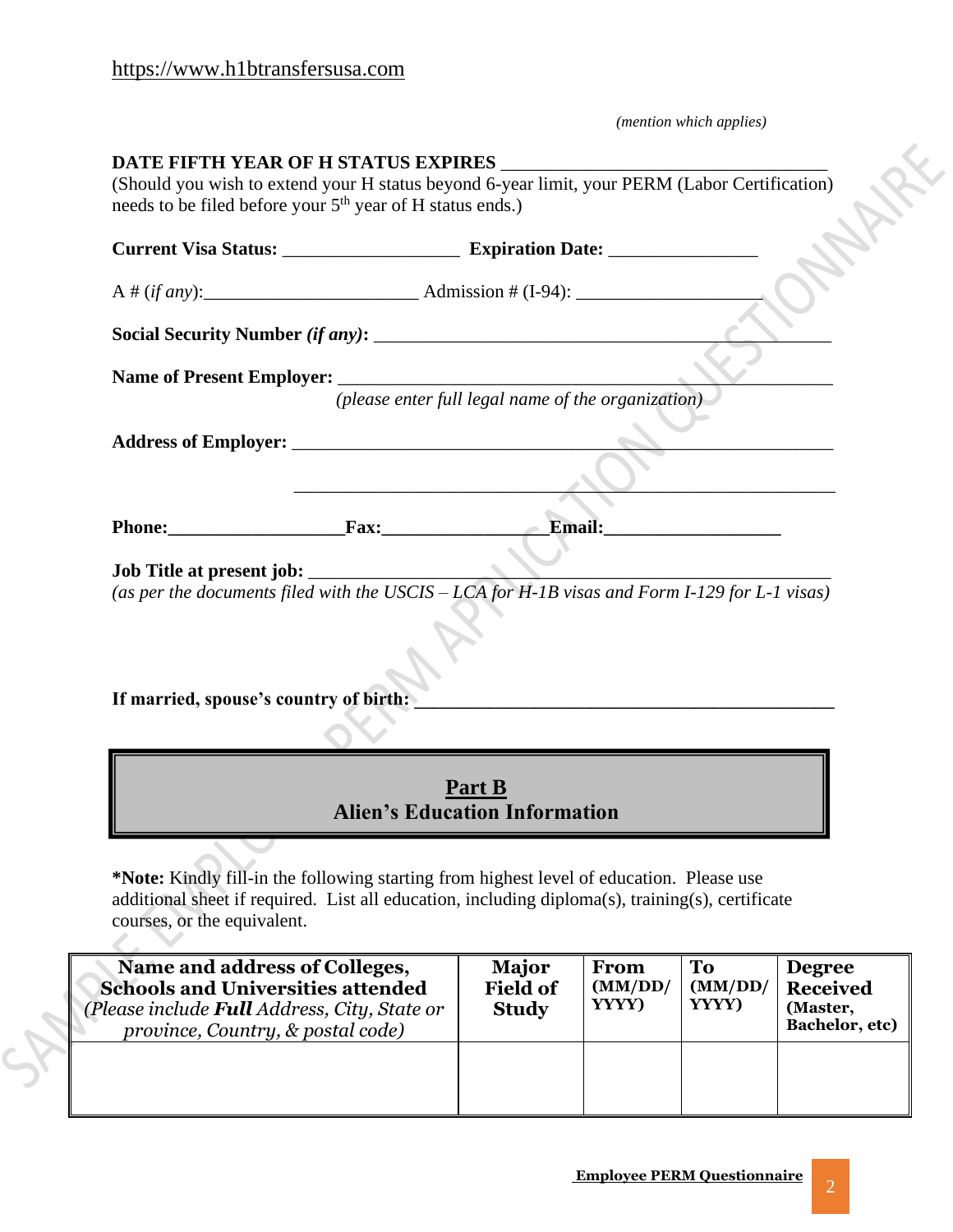https://www.h1btransfersusa.com

*(mention which applies)*

**DATE FIFTH YEAR OF H STATUS EXPIRES** ___________________________________
(Should you wish to extend your H status beyond 6-year limit, your PERM (Labor Certification) needs to be filed before your 5th year of H status ends.)

**Current Visa Status:** ___________________ **Expiration Date:** ________________

A # (*if any*):_______________________ Admission # (I-94): ____________________

**Social Security Number** ***(if any)*****:** ___________________________________________________

**Name of Present Employer:** _____________________________________________________
*(please enter full legal name of the organization)*

**Address of Employer:** __________________________________________________________

__________________________________________________________

**Phone:**___________________**Fax:**_________________**Email:**___________________

**Job Title at present job:** ________________________________________________________
*(as per the documents filed with the USCIS – LCA for H-1B visas and Form I-129 for L-1 visas)*

**If married, spouse's country of birth:** ______________________________________________

## Part B
## Alien's Education Information

**\*Note:** Kindly fill-in the following starting from highest level of education. Please use additional sheet if required. List all education, including diploma(s), training(s), certificate courses, or the equivalent.

| **Name and address of Colleges, Schools and Universities attended** *(Please include **Full** Address, City, State or province, Country, & postal code)* | **Major Field of Study** | **From (MM/DD/YYYY)** | **To (MM/DD/YYYY)** | **Degree Received (Master, Bachelor, etc)** |
|---|---|---|---|---|
| | | | | |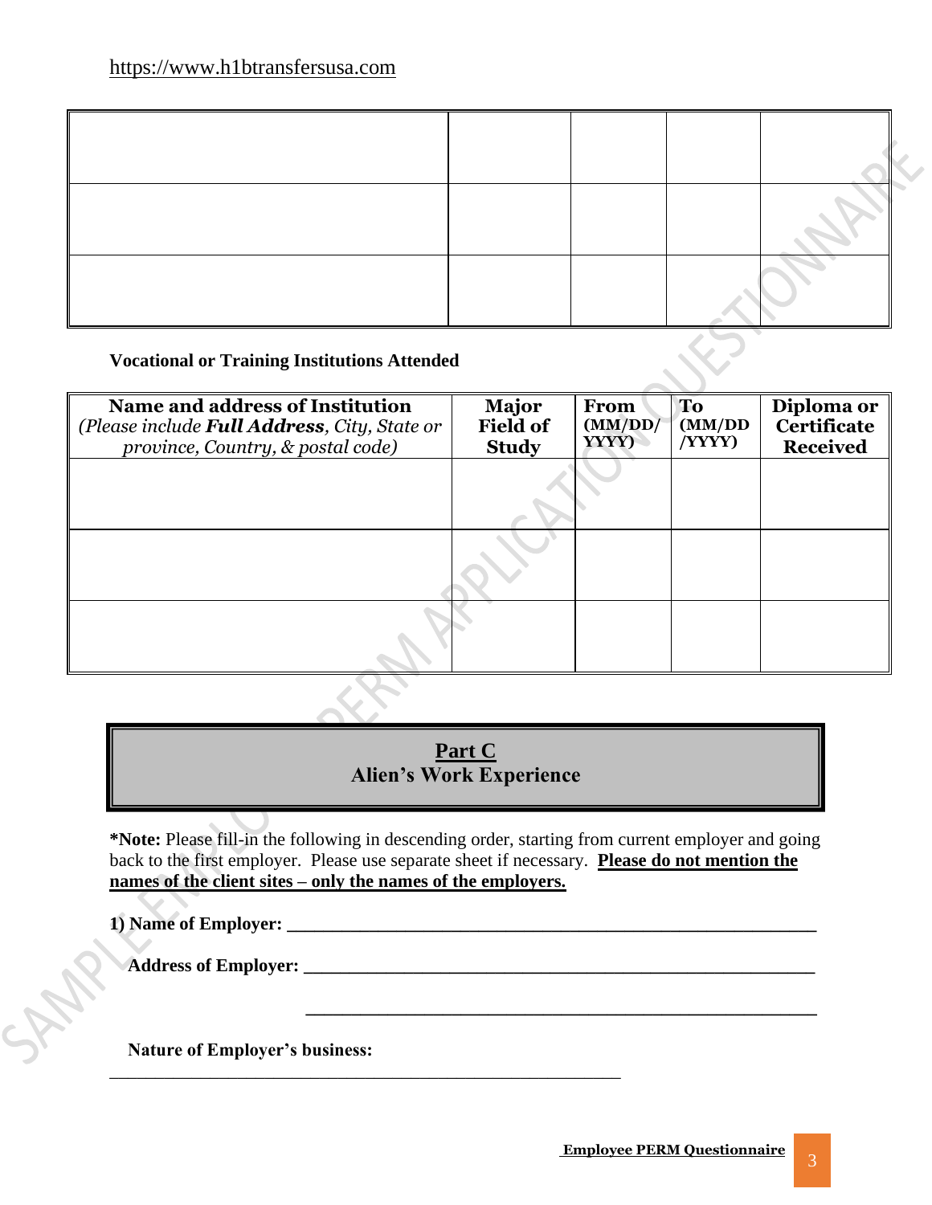| | | | | |
|---|---|---|---|---|
| | | | | |
| | | | | |
| | | | | |

**Vocational or Training Institutions Attended**

| **Name and address of Institution** *(Please include **Full Address**, City, State or province, Country, & postal code)* | **Major Field of Study** | **From (MM/DD/YYYY)** | **To (MM/DD/YYYY)** | **Diploma or Certificate Received** |
|---|---|---|---|---|
| | | | | |
| | | | | |
| | | | | |

## Part C
## Alien's Work Experience

***Note:** Please fill-in the following in descending order, starting from current employer and going back to the first employer. Please use separate sheet if necessary. **Please do not mention the names of the client sites – only the names of the employers.**

**1) Name of Employer:** ______________________________________________________________

**Address of Employer:** ____________________________________________________________

____________________________________________________________

**Nature of Employer's business:**

____________________________________________________________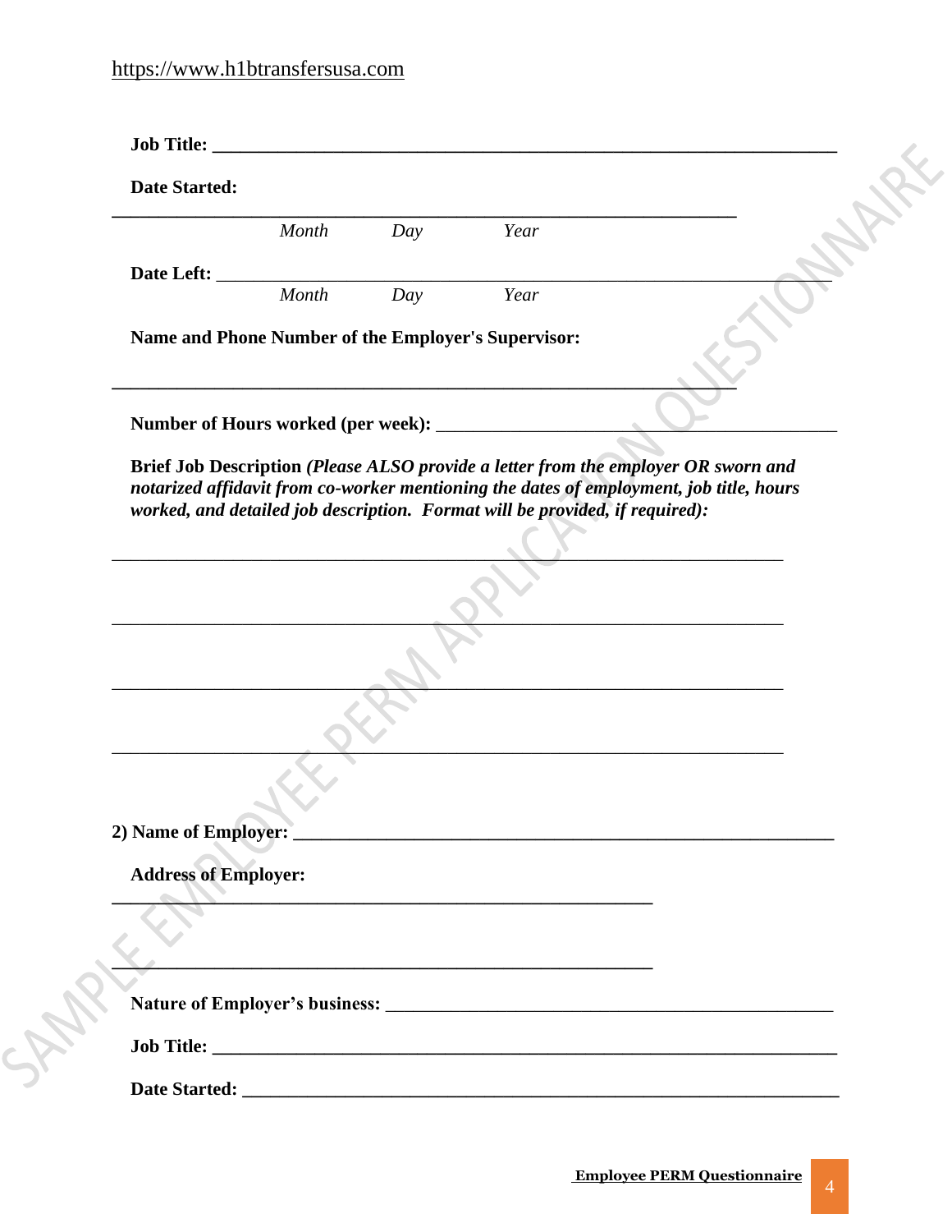**Job Title: ______________________________________________________________________**

**Date Started:**

**___________________________________________________________________**

*Month* *Day* *Year*

**Date Left:** ______________________________________________________________________

*Month* *Day* *Year*

**Name and Phone Number of the Employer's Supervisor:**

**___________________________________________________________________**

**Number of Hours worked (per week):** ________________________________________

**Brief Job Description** ***(Please ALSO provide a letter from the employer OR sworn and notarized affidavit from co-worker mentioning the dates of employment, job title, hours worked, and detailed job description. Format will be provided, if required):***

________________________________________________________________________

________________________________________________________________________

________________________________________________________________________

________________________________________________________________________

**2) Name of Employer: ________________________________________________________**

**Address of Employer:**

**__________________________________________________________**

**__________________________________________________________**

**Nature of Employer's business:** ___________________________________________

**Job Title: ______________________________________________________________________**

**Date Started: _________________________________________________________________**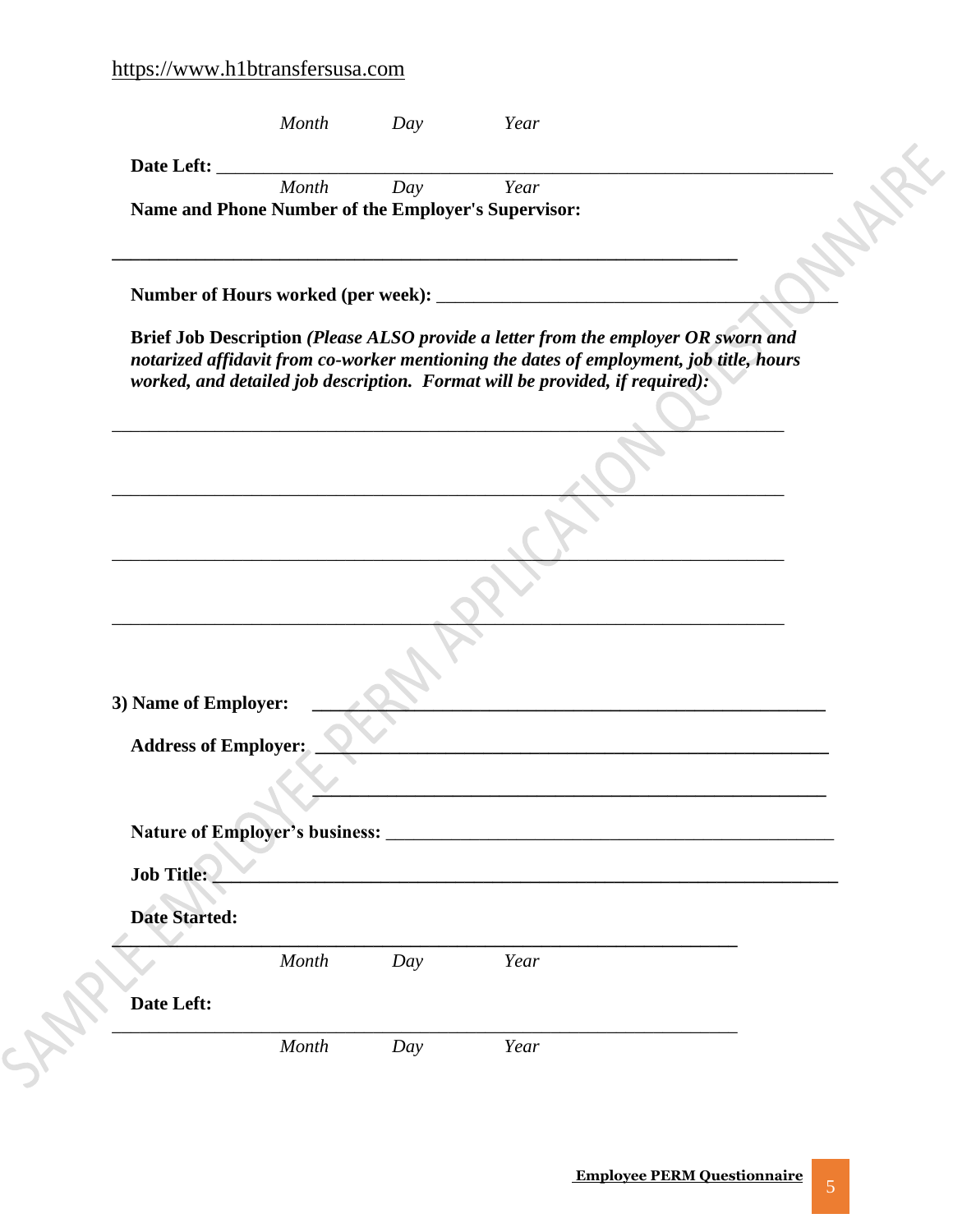Month Day Year

**Date Left:** ___________________________________________________________________

Month Day Year

**Name and Phone Number of the Employer's Supervisor:**

______________________________________________________________________

**Number of Hours worked (per week):** ____________________________________________

**Brief Job Description** ***(Please ALSO provide a letter from the employer OR sworn and notarized affidavit from co-worker mentioning the dates of employment, job title, hours worked, and detailed job description. Format will be provided, if required):***

___________________________________________________________________________

___________________________________________________________________________

___________________________________________________________________________

___________________________________________________________________________

**3) Name of Employer:** _________________________________________________________

**Address of Employer:** _________________________________________________________

_________________________________________________________

**Nature of Employer's business:** ________________________________________________

**Job Title:** ___________________________________________________________________

**Date Started:**

______________________________________________________________________

Month Day Year

**Date Left:**

______________________________________________________________________

Month Day Year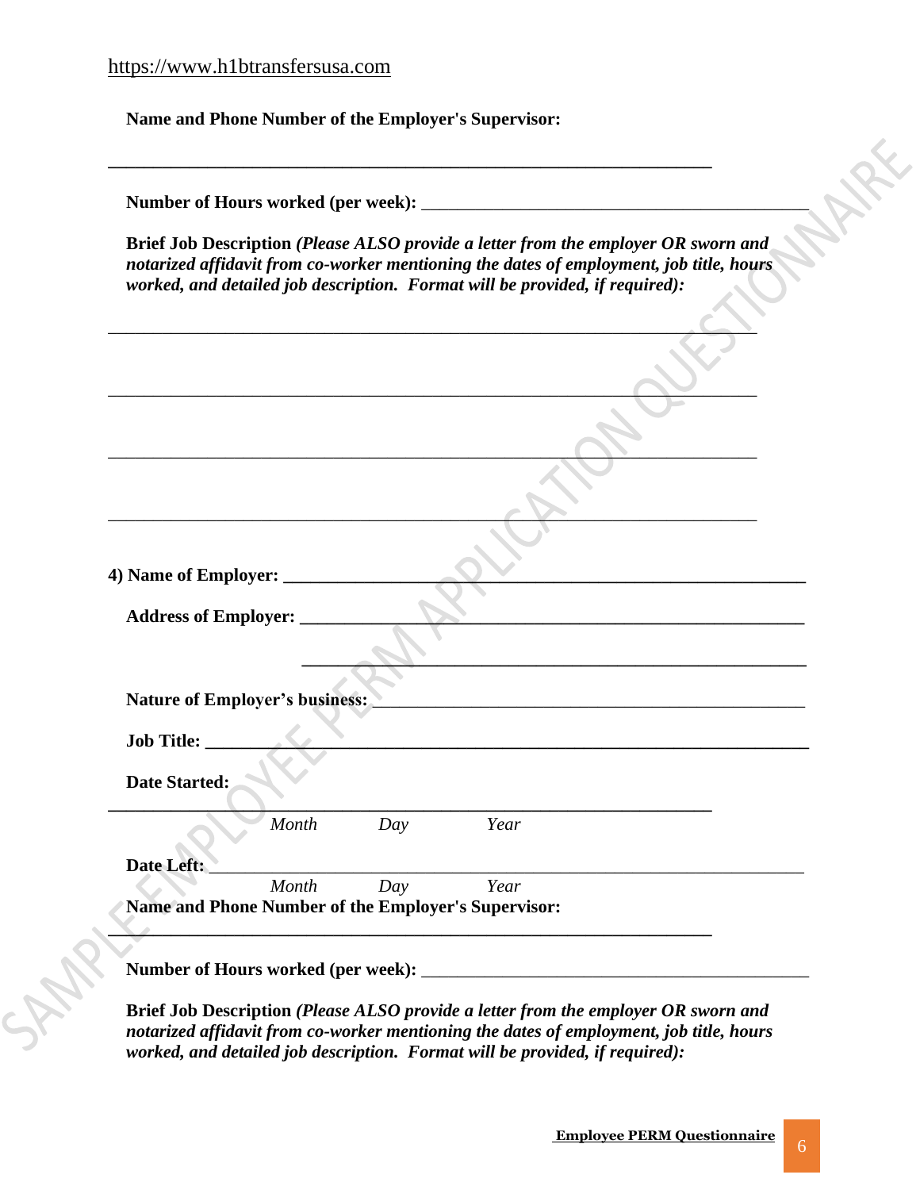Name and Phone Number of the Employer's Supervisor:

______________________________________________________________________

**Number of Hours worked (per week):** ____________________________________________

**Brief Job Description** ***(Please ALSO provide a letter from the employer OR sworn and notarized affidavit from co-worker mentioning the dates of employment, job title, hours worked, and detailed job description. Format will be provided, if required):***

___________________________________________________________________________

___________________________________________________________________________

___________________________________________________________________________

___________________________________________________________________________

**4) Name of Employer:** ___________________________________________________________

**Address of Employer:** _________________________________________________________

_________________________________________________________

**Nature of Employer's business:** _______________________________________________

**Job Title:** ________________________________________________________________________

**Date Started:**

______________________________________________________________________

*Month Day Year*

**Date Left:** ________________________________________________________________________

*Month Day Year*

**Name and Phone Number of the Employer's Supervisor:**

______________________________________________________________________

**Number of Hours worked (per week):** ____________________________________________

**Brief Job Description** ***(Please ALSO provide a letter from the employer OR sworn and notarized affidavit from co-worker mentioning the dates of employment, job title, hours worked, and detailed job description. Format will be provided, if required):***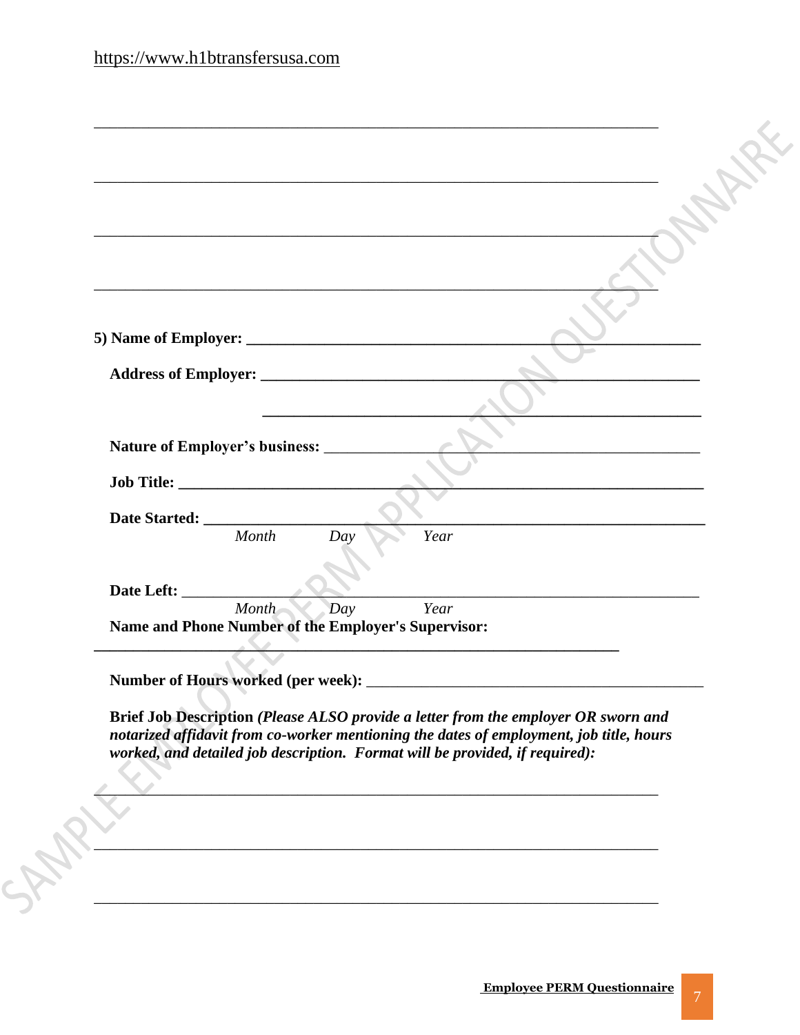\_\_\_\_\_\_\_\_\_\_\_\_\_\_\_\_\_\_\_\_\_\_\_\_\_\_\_\_\_\_\_\_\_\_\_\_\_\_\_\_\_\_\_\_\_\_\_\_\_\_\_\_\_\_\_\_\_\_\_\_\_\_\_\_\_\_\_\_

\_\_\_\_\_\_\_\_\_\_\_\_\_\_\_\_\_\_\_\_\_\_\_\_\_\_\_\_\_\_\_\_\_\_\_\_\_\_\_\_\_\_\_\_\_\_\_\_\_\_\_\_\_\_\_\_\_\_\_\_\_\_\_\_\_\_\_\_

\_\_\_\_\_\_\_\_\_\_\_\_\_\_\_\_\_\_\_\_\_\_\_\_\_\_\_\_\_\_\_\_\_\_\_\_\_\_\_\_\_\_\_\_\_\_\_\_\_\_\_\_\_\_\_\_\_\_\_\_\_\_\_\_\_\_\_\_

\_\_\_\_\_\_\_\_\_\_\_\_\_\_\_\_\_\_\_\_\_\_\_\_\_\_\_\_\_\_\_\_\_\_\_\_\_\_\_\_\_\_\_\_\_\_\_\_\_\_\_\_\_\_\_\_\_\_\_\_\_\_\_\_\_\_\_\_

**5) Name of Employer: \_\_\_\_\_\_\_\_\_\_\_\_\_\_\_\_\_\_\_\_\_\_\_\_\_\_\_\_\_\_\_\_\_\_\_\_\_\_\_\_\_\_\_\_\_\_\_\_\_\_\_\_\_\_\_**

**Address of Employer: \_\_\_\_\_\_\_\_\_\_\_\_\_\_\_\_\_\_\_\_\_\_\_\_\_\_\_\_\_\_\_\_\_\_\_\_\_\_\_\_\_\_\_\_\_\_\_\_\_\_\_\_\_\_**

**\_\_\_\_\_\_\_\_\_\_\_\_\_\_\_\_\_\_\_\_\_\_\_\_\_\_\_\_\_\_\_\_\_\_\_\_\_\_\_\_\_\_\_\_\_\_\_\_\_\_\_\_\_\_**

**Nature of Employer's business:** \_\_\_\_\_\_\_\_\_\_\_\_\_\_\_\_\_\_\_\_\_\_\_\_\_\_\_\_\_\_\_\_\_\_\_\_\_\_\_\_\_\_\_\_\_\_\_\_

**Job Title: \_\_\_\_\_\_\_\_\_\_\_\_\_\_\_\_\_\_\_\_\_\_\_\_\_\_\_\_\_\_\_\_\_\_\_\_\_\_\_\_\_\_\_\_\_\_\_\_\_\_\_\_\_\_\_\_\_\_\_\_\_\_\_**

**Date Started: \_\_\_\_\_\_\_\_\_\_\_\_\_\_\_\_\_\_\_\_\_\_\_\_\_\_\_\_\_\_\_\_\_\_\_\_\_\_\_\_\_\_\_\_\_\_\_\_\_\_\_\_\_\_\_\_\_\_\_\_\_**
*Month Day Year*

**Date Left:** \_\_\_\_\_\_\_\_\_\_\_\_\_\_\_\_\_\_\_\_\_\_\_\_\_\_\_\_\_\_\_\_\_\_\_\_\_\_\_\_\_\_\_\_\_\_\_\_\_\_\_\_\_\_\_\_\_\_\_\_\_\_\_
*Month Day Year*

**Name and Phone Number of the Employer's Supervisor:**

**\_\_\_\_\_\_\_\_\_\_\_\_\_\_\_\_\_\_\_\_\_\_\_\_\_\_\_\_\_\_\_\_\_\_\_\_\_\_\_\_\_\_\_\_\_\_\_\_\_\_\_\_\_\_\_\_\_\_\_\_\_\_\_\_\_**

**Number of Hours worked (per week):** \_\_\_\_\_\_\_\_\_\_\_\_\_\_\_\_\_\_\_\_\_\_\_\_\_\_\_\_\_\_\_\_\_\_\_\_\_\_\_\_\_

**Brief Job Description** ***(Please ALSO provide a letter from the employer OR sworn and notarized affidavit from co-worker mentioning the dates of employment, job title, hours worked, and detailed job description. Format will be provided, if required):***

\_\_\_\_\_\_\_\_\_\_\_\_\_\_\_\_\_\_\_\_\_\_\_\_\_\_\_\_\_\_\_\_\_\_\_\_\_\_\_\_\_\_\_\_\_\_\_\_\_\_\_\_\_\_\_\_\_\_\_\_\_\_\_\_\_\_\_\_

\_\_\_\_\_\_\_\_\_\_\_\_\_\_\_\_\_\_\_\_\_\_\_\_\_\_\_\_\_\_\_\_\_\_\_\_\_\_\_\_\_\_\_\_\_\_\_\_\_\_\_\_\_\_\_\_\_\_\_\_\_\_\_\_\_\_\_\_

\_\_\_\_\_\_\_\_\_\_\_\_\_\_\_\_\_\_\_\_\_\_\_\_\_\_\_\_\_\_\_\_\_\_\_\_\_\_\_\_\_\_\_\_\_\_\_\_\_\_\_\_\_\_\_\_\_\_\_\_\_\_\_\_\_\_\_\_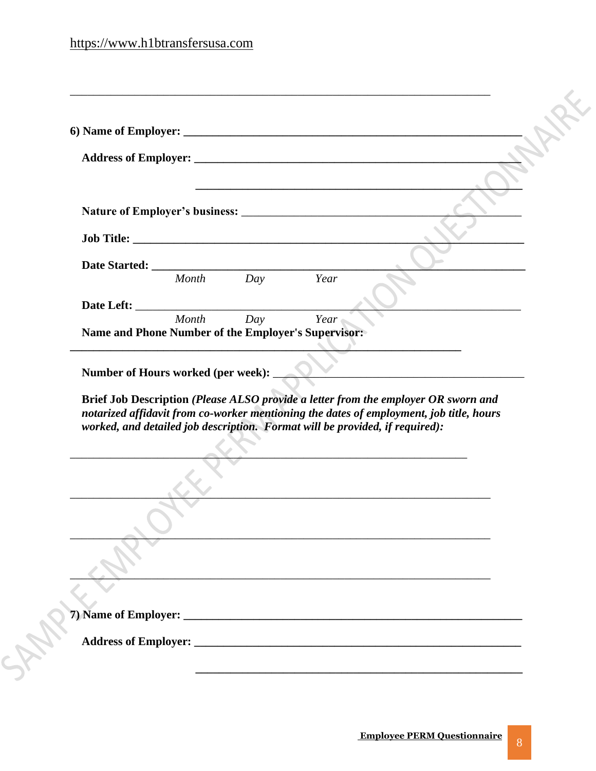________________________________________________________________________

**6) Name of Employer: ____________________________________________________________**

**Address of Employer: ________________________________________________________**

**________________________________________________________**

**Nature of Employer's business:** _____________________________________________

**Job Title: _____________________________________________________________________**

**Date Started: __________________________________________________________________**
*Month Day Year*

**Date Left:** _____________________________________________________________________
*Month Day Year*

**Name and Phone Number of the Employer's Supervisor:**

**______________________________________________________________________**

**Number of Hours worked (per week):** _______________________________________

**Brief Job Description** ***(Please ALSO provide a letter from the employer OR sworn and notarized affidavit from co-worker mentioning the dates of employment, job title, hours worked, and detailed job description. Format will be provided, if required):***

______________________________________________________________________

________________________________________________________________________

________________________________________________________________________

________________________________________________________________________

**7) Name of Employer: ____________________________________________________________**

**Address of Employer: ________________________________________________________**

**________________________________________________________**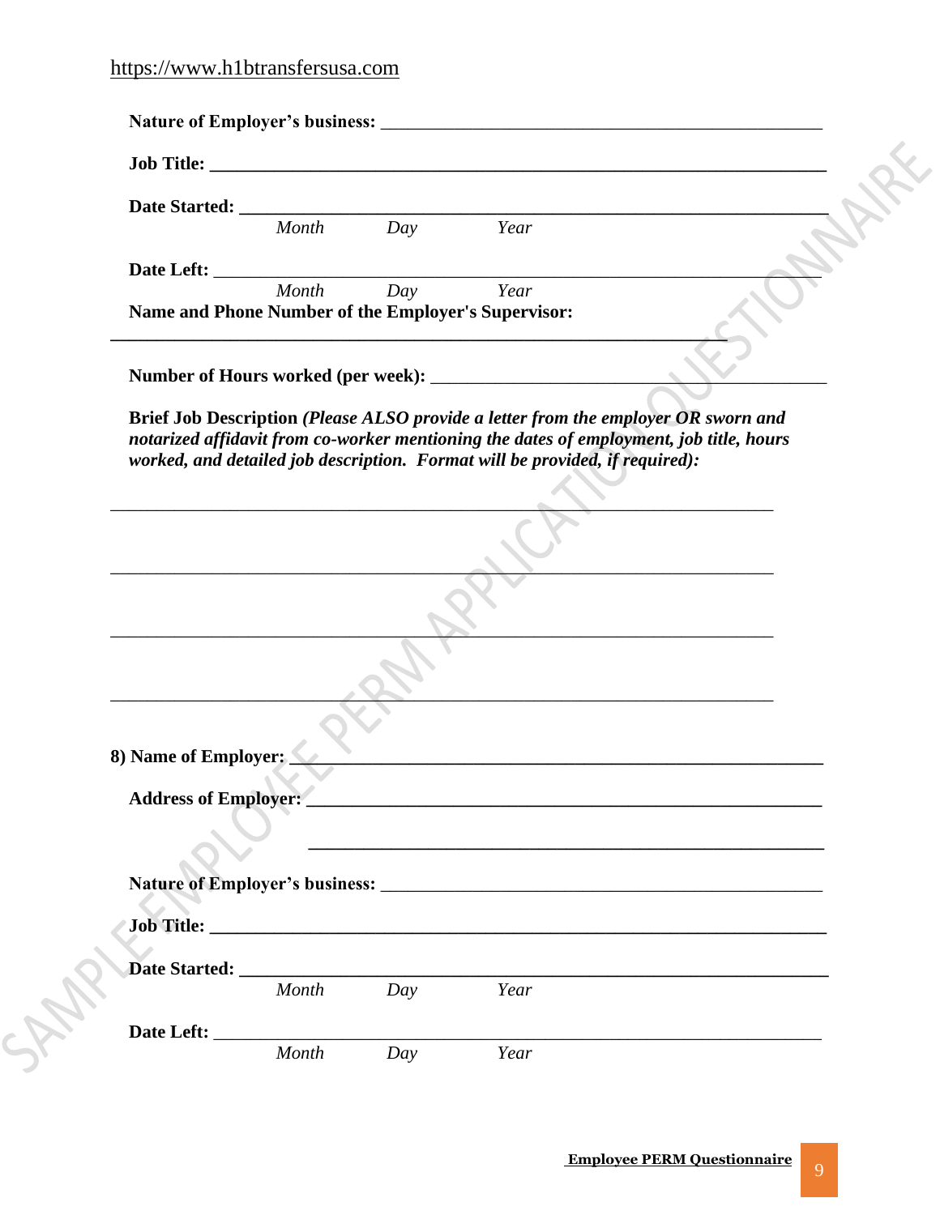**Nature of Employer's business:** ___________________________________________________

**Job Title: ___________________________________________________________________**

**Date Started: ________________________________________________________________**
*Month Day Year*

**Date Left:** ___________________________________________________________________
*Month Day Year*

**Name and Phone Number of the Employer's Supervisor:**

**_____________________________________________________________________**

**Number of Hours worked (per week):** _________________________________________

**Brief Job Description** ***(Please ALSO provide a letter from the employer OR sworn and notarized affidavit from co-worker mentioning the dates of employment, job title, hours worked, and detailed job description. Format will be provided, if required):***

___________________________________________________________________________

___________________________________________________________________________

___________________________________________________________________________

___________________________________________________________________________

**8) Name of Employer: ___________________________________________________________**

**Address of Employer: ___________________________________________________________**

**___________________________________________________________**

**Nature of Employer's business:** ___________________________________________________

**Job Title: ___________________________________________________________________**

**Date Started: ________________________________________________________________**
*Month Day Year*

**Date Left:** ___________________________________________________________________
*Month Day Year*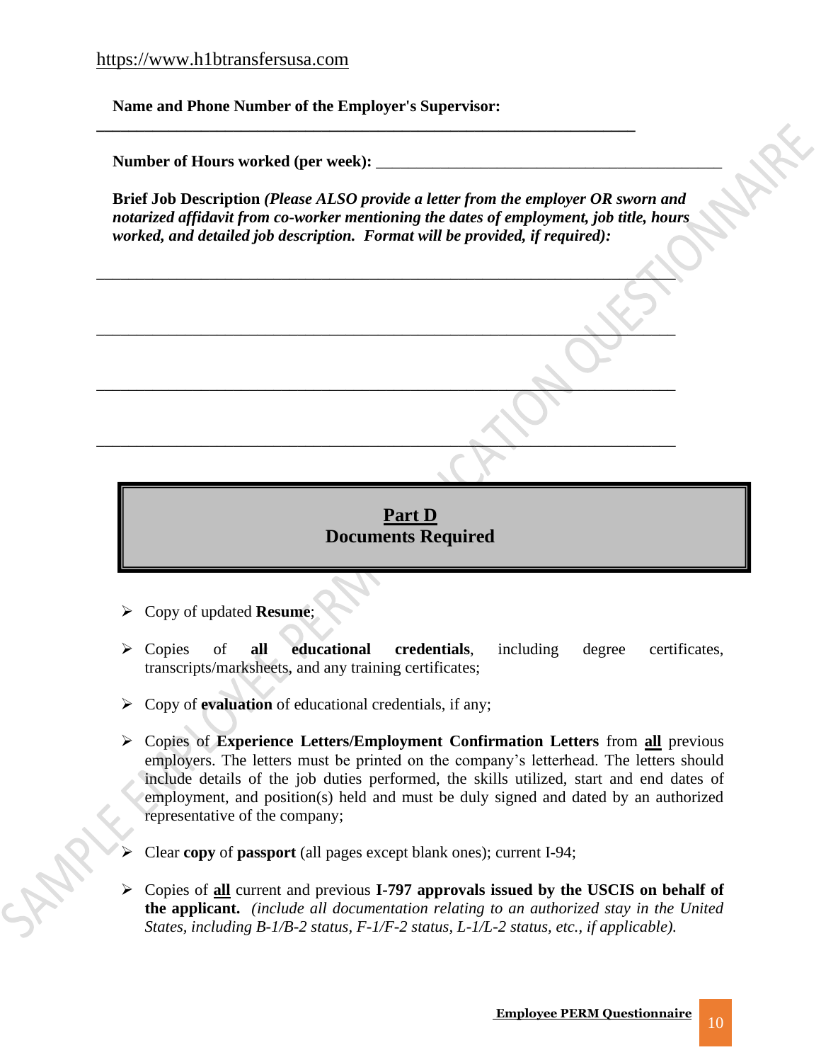**Name and Phone Number of the Employer's Supervisor:**
______________________________________________________________________

**Number of Hours worked (per week):** ____________________________________________

**Brief Job Description** ***(Please ALSO provide a letter from the employer OR sworn and notarized affidavit from co-worker mentioning the dates of employment, job title, hours worked, and detailed job description. Format will be provided, if required):***

___________________________________________________________________________

___________________________________________________________________________

___________________________________________________________________________

___________________________________________________________________________

## Part D
## Documents Required

- Copy of updated **Resume**;
- Copies of **all educational credentials**, including degree certificates, transcripts/marksheets, and any training certificates;
- Copy of **evaluation** of educational credentials, if any;
- Copies of **Experience Letters/Employment Confirmation Letters** from **all** previous employers. The letters must be printed on the company's letterhead. The letters should include details of the job duties performed, the skills utilized, start and end dates of employment, and position(s) held and must be duly signed and dated by an authorized representative of the company;
- Clear **copy** of **passport** (all pages except blank ones); current I-94;
- Copies of **all** current and previous **I-797 approvals issued by the USCIS on behalf of the applicant.** *(include all documentation relating to an authorized stay in the United States, including B-1/B-2 status, F-1/F-2 status, L-1/L-2 status, etc., if applicable).*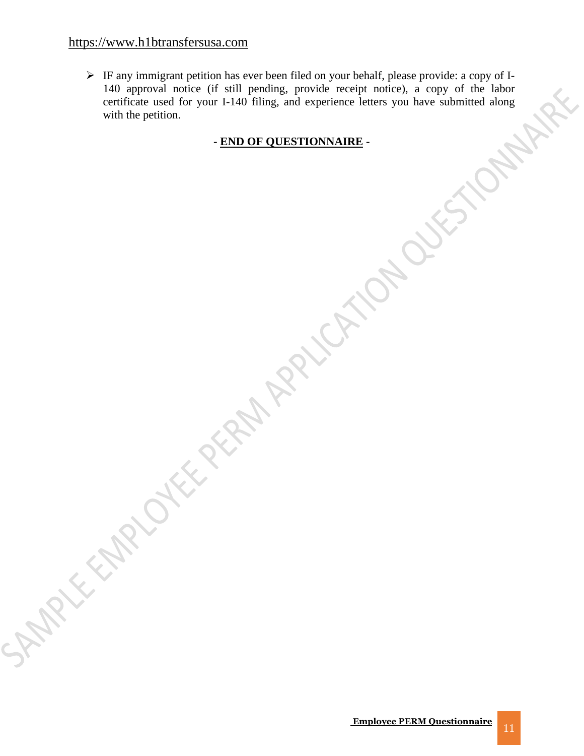- IF any immigrant petition has ever been filed on your behalf, please provide: a copy of I-140 approval notice (if still pending, provide receipt notice), a copy of the labor certificate used for your I-140 filing, and experience letters you have submitted along with the petition.

**- END OF QUESTIONNAIRE -**